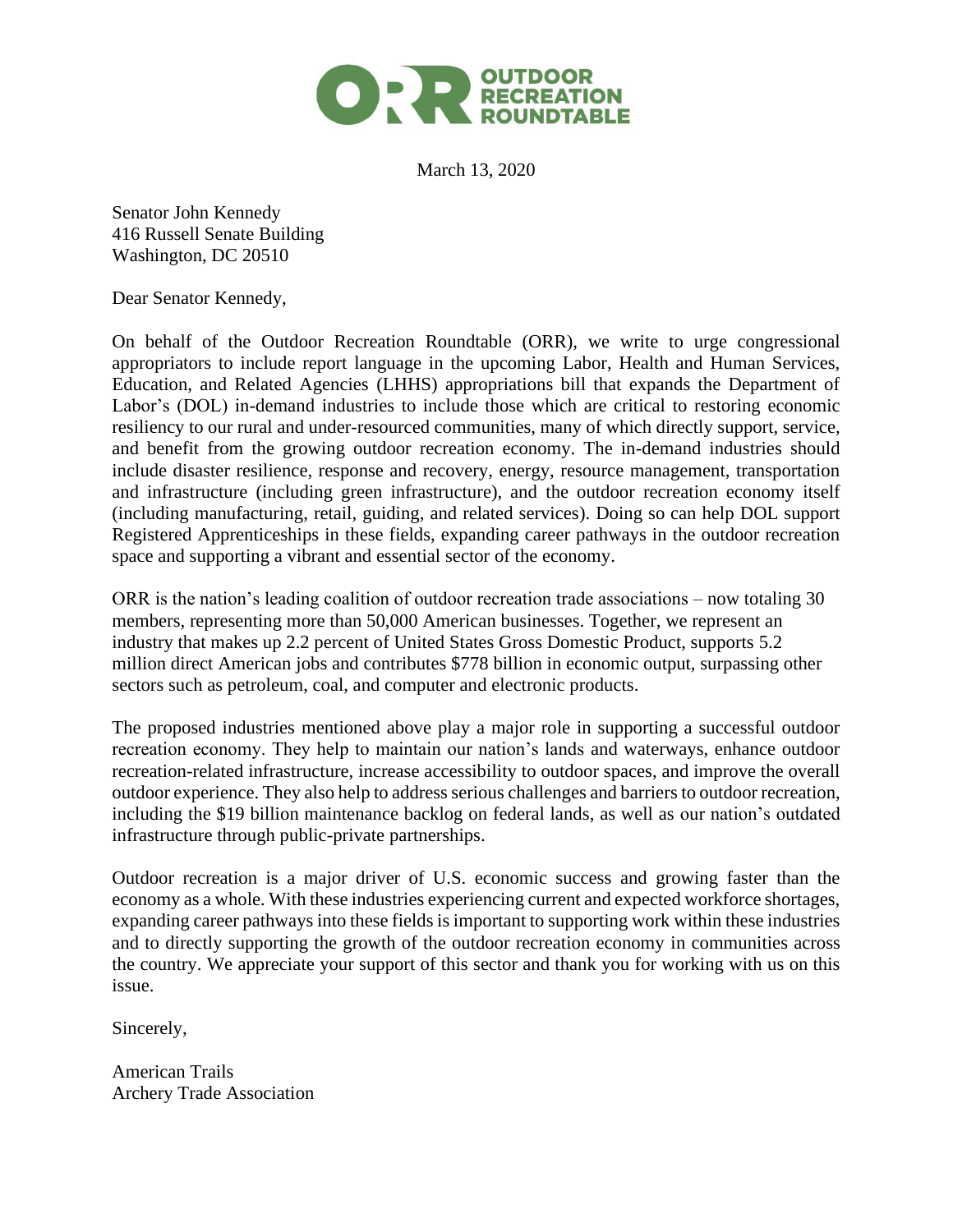OUTDOOR RECREATION ROUNDTABLE

March 13, 2020

Senator John Kennedy
416 Russell Senate Building
Washington, DC 20510

Dear Senator Kennedy,

On behalf of the Outdoor Recreation Roundtable (ORR), we write to urge congressional appropriators to include report language in the upcoming Labor, Health and Human Services, Education, and Related Agencies (LHHS) appropriations bill that expands the Department of Labor's (DOL) in-demand industries to include those which are critical to restoring economic resiliency to our rural and under-resourced communities, many of which directly support, service, and benefit from the growing outdoor recreation economy. The in-demand industries should include disaster resilience, response and recovery, energy, resource management, transportation and infrastructure (including green infrastructure), and the outdoor recreation economy itself (including manufacturing, retail, guiding, and related services). Doing so can help DOL support Registered Apprenticeships in these fields, expanding career pathways in the outdoor recreation space and supporting a vibrant and essential sector of the economy.

ORR is the nation's leading coalition of outdoor recreation trade associations – now totaling 30 members, representing more than 50,000 American businesses. Together, we represent an industry that makes up 2.2 percent of United States Gross Domestic Product, supports 5.2 million direct American jobs and contributes $778 billion in economic output, surpassing other sectors such as petroleum, coal, and computer and electronic products.

The proposed industries mentioned above play a major role in supporting a successful outdoor recreation economy. They help to maintain our nation's lands and waterways, enhance outdoor recreation-related infrastructure, increase accessibility to outdoor spaces, and improve the overall outdoor experience. They also help to address serious challenges and barriers to outdoor recreation, including the $19 billion maintenance backlog on federal lands, as well as our nation's outdated infrastructure through public-private partnerships.

Outdoor recreation is a major driver of U.S. economic success and growing faster than the economy as a whole. With these industries experiencing current and expected workforce shortages, expanding career pathways into these fields is important to supporting work within these industries and to directly supporting the growth of the outdoor recreation economy in communities across the country. We appreciate your support of this sector and thank you for working with us on this issue.

Sincerely,

American Trails
Archery Trade Association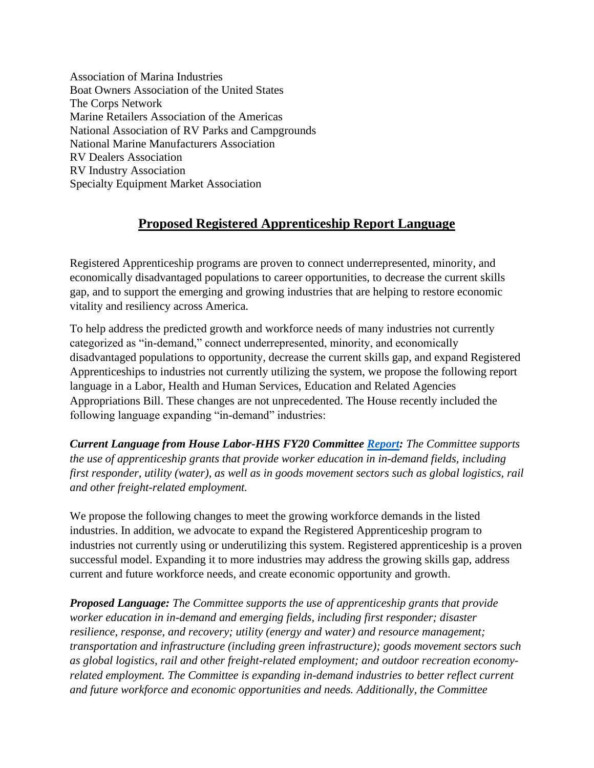Association of Marina Industries
Boat Owners Association of the United States
The Corps Network
Marine Retailers Association of the Americas
National Association of RV Parks and Campgrounds
National Marine Manufacturers Association
RV Dealers Association
RV Industry Association
Specialty Equipment Market Association

## Proposed Registered Apprenticeship Report Language

Registered Apprenticeship programs are proven to connect underrepresented, minority, and economically disadvantaged populations to career opportunities, to decrease the current skills gap, and to support the emerging and growing industries that are helping to restore economic vitality and resiliency across America.

To help address the predicted growth and workforce needs of many industries not currently categorized as "in-demand," connect underrepresented, minority, and economically disadvantaged populations to opportunity, decrease the current skills gap, and expand Registered Apprenticeships to industries not currently utilizing the system, we propose the following report language in a Labor, Health and Human Services, Education and Related Agencies Appropriations Bill. These changes are not unprecedented. The House recently included the following language expanding "in-demand" industries:

***Current Language from House Labor-HHS FY20 Committee Report:*** *The Committee supports the use of apprenticeship grants that provide worker education in in-demand fields, including first responder, utility (water), as well as in goods movement sectors such as global logistics, rail and other freight-related employment.*

We propose the following changes to meet the growing workforce demands in the listed industries. In addition, we advocate to expand the Registered Apprenticeship program to industries not currently using or underutilizing this system. Registered apprenticeship is a proven successful model. Expanding it to more industries may address the growing skills gap, address current and future workforce needs, and create economic opportunity and growth.

***Proposed Language:*** *The Committee supports the use of apprenticeship grants that provide worker education in in-demand and emerging fields, including first responder; disaster resilience, response, and recovery; utility (energy and water) and resource management; transportation and infrastructure (including green infrastructure); goods movement sectors such as global logistics, rail and other freight-related employment; and outdoor recreation economy-related employment. The Committee is expanding in-demand industries to better reflect current and future workforce and economic opportunities and needs. Additionally, the Committee*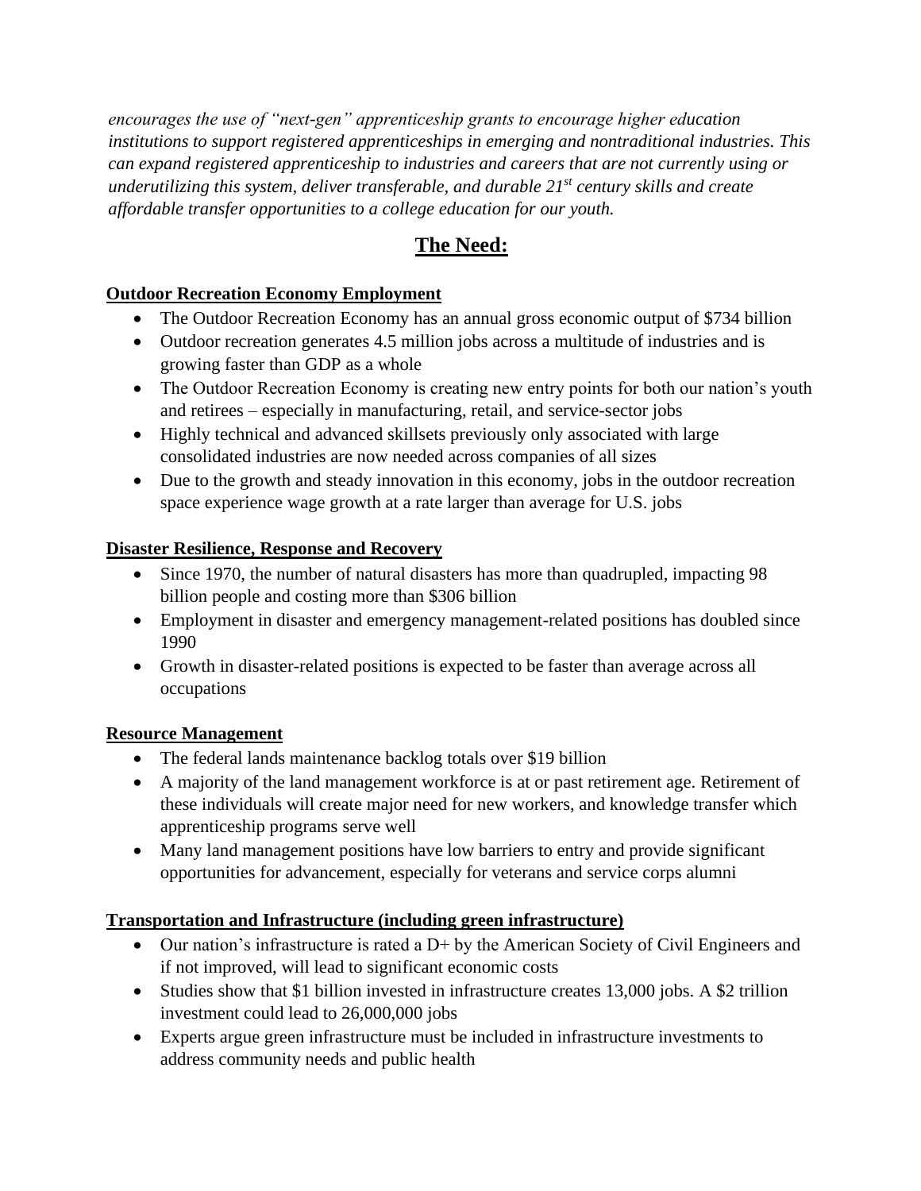*encourages the use of "next-gen" apprenticeship grants to encourage higher education institutions to support registered apprenticeships in emerging and nontraditional industries. This can expand registered apprenticeship to industries and careers that are not currently using or underutilizing this system, deliver transferable, and durable 21st century skills and create affordable transfer opportunities to a college education for our youth.*

## The Need:

**Outdoor Recreation Economy Employment**

- The Outdoor Recreation Economy has an annual gross economic output of $734 billion
- Outdoor recreation generates 4.5 million jobs across a multitude of industries and is growing faster than GDP as a whole
- The Outdoor Recreation Economy is creating new entry points for both our nation's youth and retirees – especially in manufacturing, retail, and service-sector jobs
- Highly technical and advanced skillsets previously only associated with large consolidated industries are now needed across companies of all sizes
- Due to the growth and steady innovation in this economy, jobs in the outdoor recreation space experience wage growth at a rate larger than average for U.S. jobs

**Disaster Resilience, Response and Recovery**

- Since 1970, the number of natural disasters has more than quadrupled, impacting 98 billion people and costing more than $306 billion
- Employment in disaster and emergency management-related positions has doubled since 1990
- Growth in disaster-related positions is expected to be faster than average across all occupations

**Resource Management**

- The federal lands maintenance backlog totals over $19 billion
- A majority of the land management workforce is at or past retirement age. Retirement of these individuals will create major need for new workers, and knowledge transfer which apprenticeship programs serve well
- Many land management positions have low barriers to entry and provide significant opportunities for advancement, especially for veterans and service corps alumni

**Transportation and Infrastructure (including green infrastructure)**

- Our nation's infrastructure is rated a D+ by the American Society of Civil Engineers and if not improved, will lead to significant economic costs
- Studies show that $1 billion invested in infrastructure creates 13,000 jobs. A $2 trillion investment could lead to 26,000,000 jobs
- Experts argue green infrastructure must be included in infrastructure investments to address community needs and public health